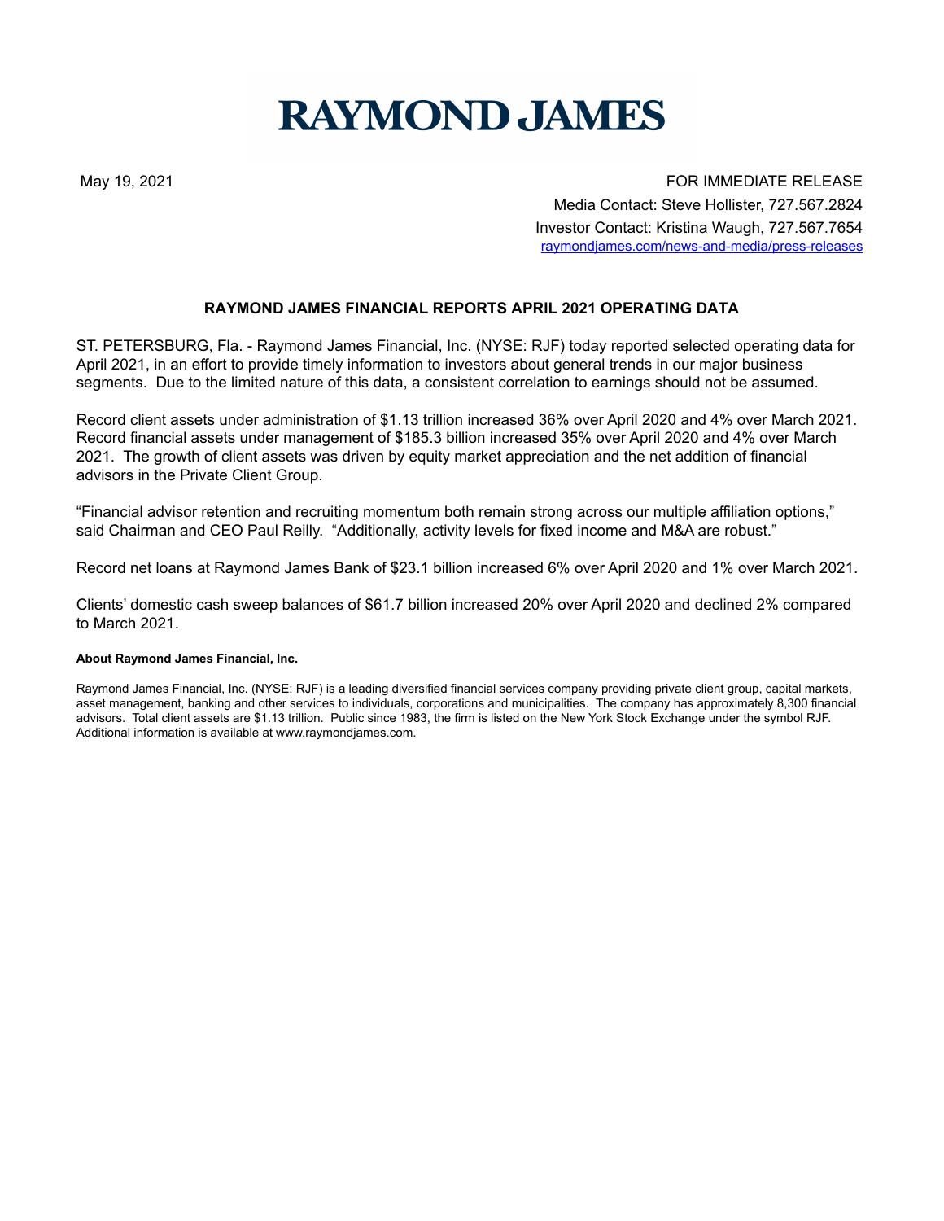# RAYMOND JAMES

May 19, 2021

FOR IMMEDIATE RELEASE

Media Contact: Steve Hollister, 727.567.2824

Investor Contact: Kristina Waugh, 727.567.7654

raymondjames.com/news-and-media/press-releases

## RAYMOND JAMES FINANCIAL REPORTS APRIL 2021 OPERATING DATA

ST. PETERSBURG, Fla. - Raymond James Financial, Inc. (NYSE: RJF) today reported selected operating data for April 2021, in an effort to provide timely information to investors about general trends in our major business segments. Due to the limited nature of this data, a consistent correlation to earnings should not be assumed.

Record client assets under administration of $1.13 trillion increased 36% over April 2020 and 4% over March 2021. Record financial assets under management of $185.3 billion increased 35% over April 2020 and 4% over March 2021. The growth of client assets was driven by equity market appreciation and the net addition of financial advisors in the Private Client Group.

“Financial advisor retention and recruiting momentum both remain strong across our multiple affiliation options,” said Chairman and CEO Paul Reilly. “Additionally, activity levels for fixed income and M&A are robust.”

Record net loans at Raymond James Bank of $23.1 billion increased 6% over April 2020 and 1% over March 2021.

Clients’ domestic cash sweep balances of $61.7 billion increased 20% over April 2020 and declined 2% compared to March 2021.

**About Raymond James Financial, Inc.**

Raymond James Financial, Inc. (NYSE: RJF) is a leading diversified financial services company providing private client group, capital markets, asset management, banking and other services to individuals, corporations and municipalities. The company has approximately 8,300 financial advisors. Total client assets are $1.13 trillion. Public since 1983, the firm is listed on the New York Stock Exchange under the symbol RJF. Additional information is available at www.raymondjames.com.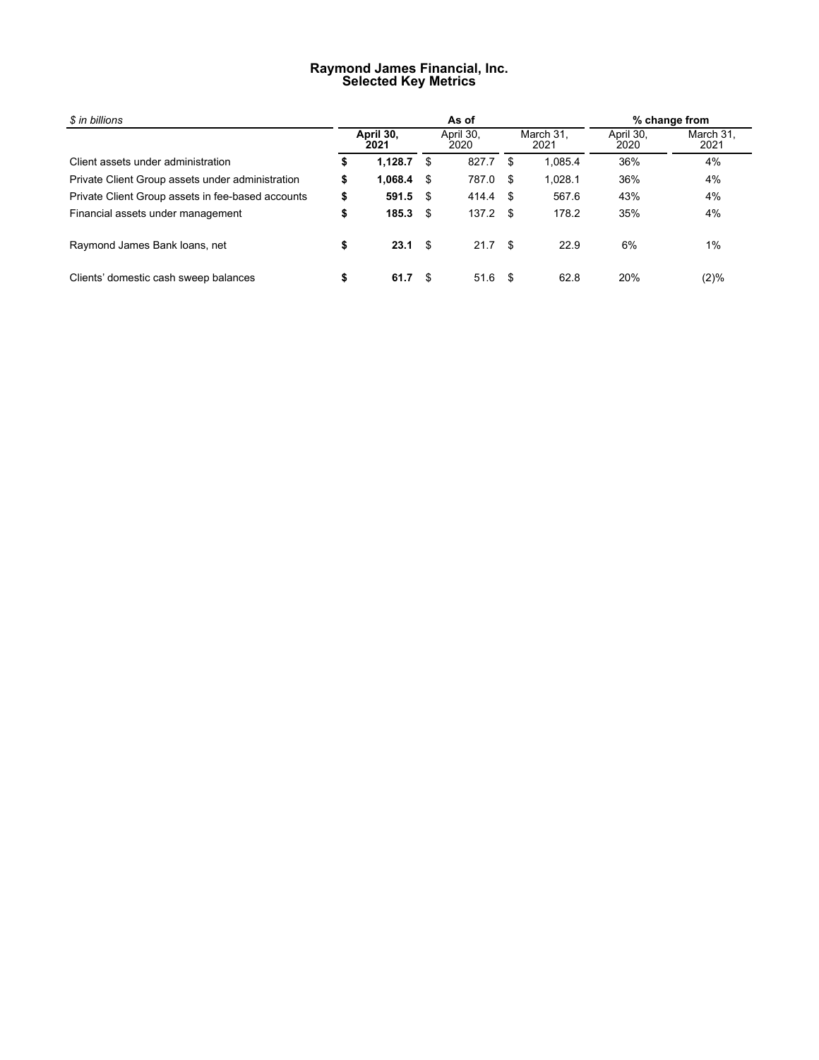# Raymond James Financial, Inc.
## Selected Key Metrics

| *$ in billions* | As of | | | % change from | |
|---|---|---|---|---|---|
| | **April 30, 2021** | April 30, 2020 | March 31, 2021 | April 30, 2020 | March 31, 2021 |
| Client assets under administration | **$ 1,128.7** | $ 827.7 | $ 1,085.4 | 36% | 4% |
| Private Client Group assets under administration | **$ 1,068.4** | $ 787.0 | $ 1,028.1 | 36% | 4% |
| Private Client Group assets in fee-based accounts | **$ 591.5** | $ 414.4 | $ 567.6 | 43% | 4% |
| Financial assets under management | **$ 185.3** | $ 137.2 | $ 178.2 | 35% | 4% |
| Raymond James Bank loans, net | **$ 23.1** | $ 21.7 | $ 22.9 | 6% | 1% |
| Clients' domestic cash sweep balances | **$ 61.7** | $ 51.6 | $ 62.8 | 20% | (2)% |